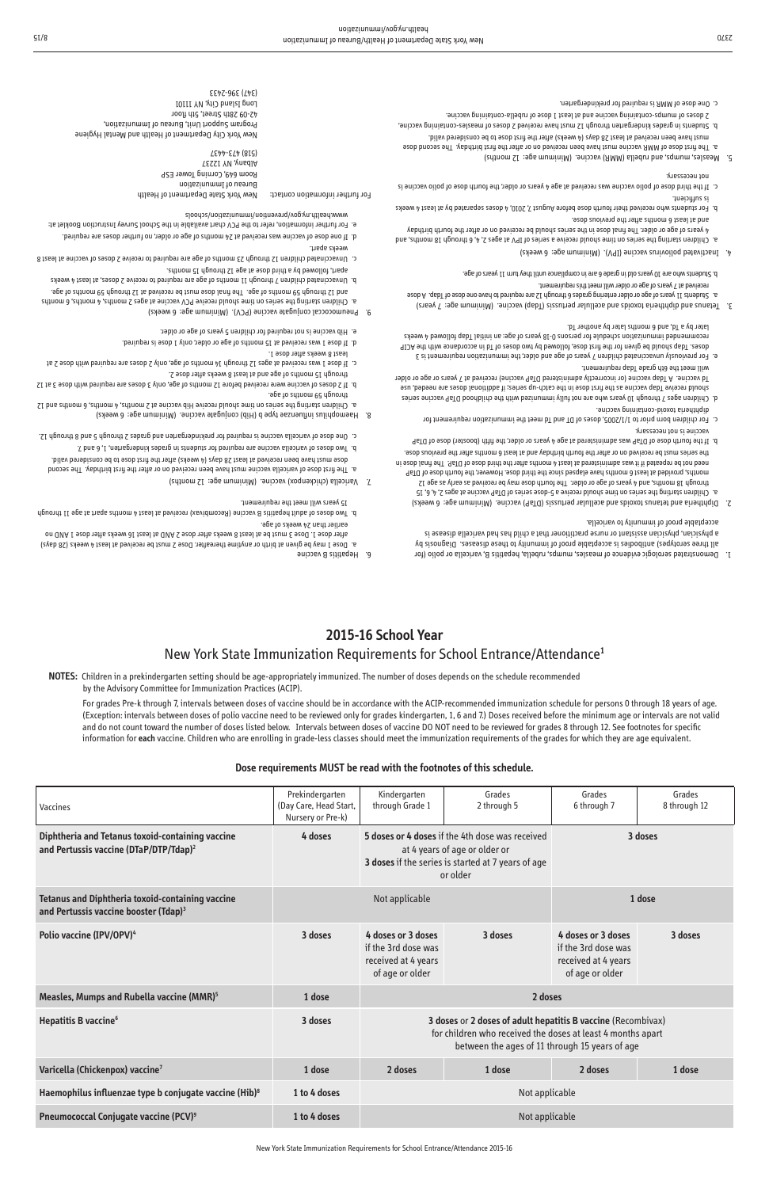# 2015-16 School Year

## New York State Immunization Requirements for School Entrance/Attendance[1]

**NOTES:** Children in a prekindergarten setting should be age-appropriately immunized. The number of doses depends on the schedule recommended by the Advisory Committee for Immunization Practices (ACIP).

For grades Pre-k through 7, intervals between doses of vaccine should be in accordance with the ACIP-recommended immunization schedule for persons 0 through 18 years of age. (Exception: intervals between doses of polio vaccine need to be reviewed only for grades kindergarten, 1, 6 and 7.) Doses received before the minimum age or intervals are not valid and do not count toward the number of doses listed below. Intervals between doses of vaccine DO NOT need to be reviewed for grades 8 through 12. See footnotes for specific information for **each** vaccine. Children who are enrolling in grade-less classes should meet the immunization requirements of the grades for which they are age equivalent.

**Dose requirements MUST be read with the footnotes of this schedule.**

| Vaccines | Prekindergarten (Day Care, Head Start, Nursery or Pre-k) | Kindergarten through Grade 1 | Grades 2 through 5 | Grades 6 through 7 | Grades 8 through 12 |
|---|---|---|---|---|---|
| **Diphtheria and Tetanus toxoid-containing vaccine and Pertussis vaccine (DTaP/DTP/Tdap)[2]** | 4 doses | **5 doses or 4 doses** if the 4th dose was received at 4 years of age or older or **3 doses** if the series is started at 7 years of age or older | | 3 doses | |
| **Tetanus and Diphtheria toxoid-containing vaccine and Pertussis vaccine booster (Tdap)[3]** | Not applicable | | | 1 dose | |
| **Polio vaccine (IPV/OPV)[4]** | 3 doses | 4 doses or 3 doses if the 3rd dose was received at 4 years of age or older | 3 doses | 4 doses or 3 doses if the 3rd dose was received at 4 years of age or older | 3 doses |
| **Measles, Mumps and Rubella vaccine (MMR)[5]** | 1 dose | 2 doses | | | |
| **Hepatitis B vaccine[6]** | 3 doses | **3 doses** or **2 doses of adult hepatitis B vaccine** (Recombivax) for children who received the doses at least 4 months apart between the ages of 11 through 15 years of age | | | |
| **Varicella (Chickenpox) vaccine[7]** | 1 dose | 2 doses | 1 dose | 2 doses | 1 dose |
| **Haemophilus influenzae type b conjugate vaccine (Hib)[8]** | 1 to 4 doses | Not applicable | | | |
| **Pneumococcal Conjugate vaccine (PCV)[9]** | 1 to 4 doses | Not applicable | | | |

1. Demonstrated serologic evidence of measles, mumps, rubella, hepatitis B, varicella or polio (for all three serotypes) antibodies is acceptable proof of immunity to these diseases. Diagnosis by a physician, physician assistant or nurse practitioner that a child has had varicella disease is acceptable proof of immunity to varicella.

2. Diphtheria and tetanus toxoids and acellular pertussis (DTaP) vaccine. (Minimum age: 6 weeks)
   a. Children starting the series on time should receive a 5-dose series of DTaP vaccine at ages 2, 4, 6, 15 through 18 months, and 4 years of age or older. The fourth dose may be received as early as age 12 months, provided at least 6 months have elapsed since the third dose. However, the fourth dose of DTaP need not be repeated if it was administered at least 4 months after the third dose of DTaP. The final dose in the series must be received on or after the fourth birthday and at least 6 months after the previous dose.
   b. If the fourth dose of DTaP was administered at 4 years or older, the fifth (booster) dose of DTaP vaccine is not necessary.
   c. For children born prior to 1/1/2005, doses of DT and Td meet the immunization requirement for diphtheria toxoid-containing vaccine.
   d. Children ages 7 through 10 years who are not fully immunized with the childhood DTaP vaccine series should receive Tdap vaccine as the first dose in the catch-up series; if additional doses are needed, use Td vaccine. A Tdap vaccine (or incorrectly administered DTaP vaccine) received at 7 years or age or older will meet the 6th grade Tdap requirement.
   e. For previously unvaccinated children 7 years of age and older, the immunization requirement is 3 doses. Tdap should be given for the first dose, followed by two doses of Td in accordance with the ACIP recommended immunization schedule for persons 0-18 years of age: an initial Tdap followed 4 weeks later by a Td, and 6 months later by another Td.

3. Tetanus and diphtheria toxoids and acellular pertussis (Tdap) vaccine. (Minimum age: 7 years)
   a. Students 11 years of age or older entering grades 6 through 12 are required to have one dose of Tdap. A dose received at 7 years of age or older will meet this requirement.
   b. Students who are 10 years old in grade 6 are in compliance until they turn 11 years of age.

4. Inactivated poliovirus vaccine (IPV). (Minimum age: 6 weeks)
   a. Children starting the series on time should receive a series of IPV at ages 2, 4, 6 through 18 months, and 4 years of age or older. The final dose in the series should be received on or after the fourth birthday and at least 6 months after the previous dose.
   b. For students who received their fourth dose before August 7, 2010, 4 doses separated by at least 4 weeks is sufficient.
   c. If the third dose of polio vaccine was received at age 4 years or older, the fourth dose of polio vaccine is not necessary.

5. Measles, mumps, and rubella (MMR) vaccine. (Minimum age: 12 months)
   a. The first dose of MMR vaccine must have been received on or after the first birthday. The second dose must have been received at least 28 days (4 weeks) after the first dose to be considered valid.
   b. Students in grades kindergarten through 12 must have received 2 doses of measles-containing vaccine, 2 doses of mumps-containing vaccine and at least 1 dose of rubella-containing vaccine.
   c. One dose of MMR is required for prekindergarten.

6. Hepatitis B vaccine
   a. Dose 1 may be given at birth or anytime thereafter. Dose 2 must be received at least 4 weeks (28 days) after dose 1. Dose 3 must be at least 8 weeks after dose 2 AND at least 16 weeks after dose 1 AND no earlier than 24 weeks of age.
   b. Two doses of adult hepatitis B vaccine (Recombivax) received at least 4 months apart at age 11 through 15 years will meet the requirement.

7. Varicella (chickenpox) vaccine. (Minimum age: 12 months)
   a. The first dose of varicella vaccine must have been received on or after the first birthday. The second dose must have been received at least 28 days (4 weeks) after the first dose to be considered valid.
   b. Two doses of varicella vaccine are required for students in grades kindergarten, 1, 6 and 7.
   c. One dose of varicella vaccine is required for prekindergarten and grades 2 through 5 and 8 through 12.

8. Haemophilus influenzae type b (Hib) conjugate vaccine. (Minimum age: 6 weeks)
   a. Children starting the series on time should receive Hib vaccine at 2 months, 4 months, 6 months and 12 through 59 months of age.
   b. If 2 doses of vaccine were received before 12 months of age, only 3 doses are required with dose 3 at 12 through 15 months of age and at least 8 weeks after dose 2.
   c. If dose 1 was received at age 12 through 14 months of age, only 2 doses are required with dose 2 at least 8 weeks after dose 1.
   d. If dose 1 was received at 15 months of age or older, only 1 dose is required.
   e. Hib vaccine is not required for children 5 years of age or older.

9. Pneumococcal conjugate vaccine (PCV). (Minimum age: 6 weeks)
   a. Children starting the series on time should receive PCV vaccine at ages 2 months, 4 months, 6 months and 12 through 59 months of age. The final dose must be received at 12 through 15 months.
   b. Unvaccinated children 7 through 11 months of age are required to receive 2 doses, at least 4 weeks apart, followed by a third dose at age 12 through 15 months.
   c. Unvaccinated children 12 through 23 months of age are required to receive 2 doses of vaccine at least 8 weeks apart.
   d. If one dose of vaccine was received at 24 months of age or older, no further doses are required.
   e. For further information, refer to the PCV chart available in the School Survey Instruction Booklet at: www.health.ny.gov/prevention/immunization/schools

For further information contact:

New York State Department of Health
Bureau of Immunization
Room 649, Corning Tower ESP
Albany, NY 12237
(518) 473-4437

New York City Department of Health and Mental Hygiene
Program Support Unit, Bureau of Immunization,
42-09 28th Street, 5th floor
Long Island City, NY 11101
(347) 396-2433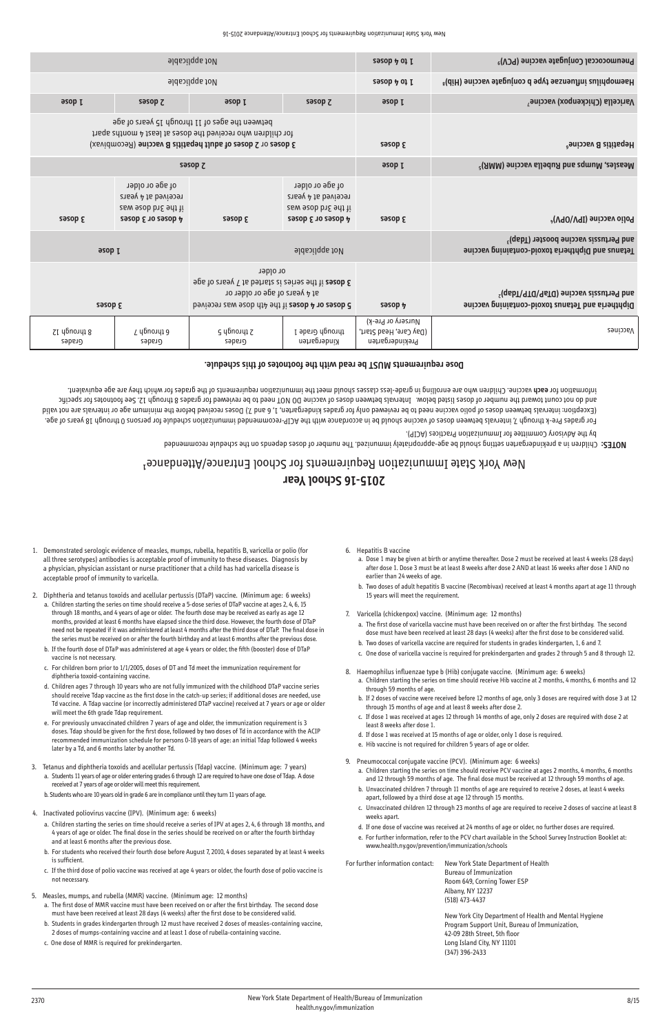# 2015-16 School Year

## New York State Immunization Requirements for School Entrance/Attendance[1]

**NOTES:** Children in a prekindergarten setting should be age-appropriately immunized. The number of doses depends on the schedule recommended by the Advisory Committee for Immunization Practices (ACIP).

For grades Pre-k through 7, intervals between doses of vaccine should be in accordance with the ACIP-recommended immunization schedule for persons 0 through 18 years of age. (Exception: intervals between doses of polio vaccine need to be reviewed only for grades kindergarten, 1, 6 and 7.) Doses received before the minimum age or intervals are not valid and do not count toward the number of doses listed below. Intervals between doses of vaccine DO NOT need to be reviewed for grades 8 through 12. See footnotes for specific information for **each** vaccine. Children who are enrolling in grade-less classes should meet the immunization requirements of the grades for which they are age equivalent.

**Dose requirements MUST be read with the footnotes of this schedule.**

| Vaccines | Prekindergarten (Day Care, Head Start, Nursery or Pre-k) | Kindergarten through Grade 1 | Grades 2 through 5 | Grades 6 through 7 | Grades 8 through 12 |
|---|---|---|---|---|---|
| **Diphtheria and Tetanus toxoid-containing vaccine and Pertussis vaccine (DTaP/DTP/Tdap)[2]** | 4 doses | **5 doses or 4 doses** if the 4th dose was received at 4 years of age or older or **3 doses** if the series is started at 7 years of age or older | | **3 doses** | |
| **Tetanus and Diphtheria toxoid-containing vaccine and Pertussis vaccine booster (Tdap)[3]** | Not applicable | | | **1 dose** | |
| **Polio vaccine (IPV/OPV)[4]** | 3 doses | **4 doses or 3 doses** if the 3rd dose was received at 4 years of age or older | **3 doses** | **4 doses or 3 doses** if the 3rd dose was received at 4 years of age or older | **3 doses** |
| **Measles, Mumps and Rubella vaccine (MMR)[5]** | 1 dose | **2 doses** | | | |
| **Hepatitis B vaccine[6]** | 3 doses | **3 doses** or **2 doses of adult hepatitis B vaccine** (Recombivax) for children who received the doses at least 4 months apart between the ages of 11 through 15 years of age | | | |
| **Varicella (Chickenpox) vaccine[7]** | 1 dose | **2 doses** | **1 dose** | **2 doses** | **1 dose** |
| **Haemophilus influenzae type b conjugate vaccine (Hib)[8]** | 1 to 4 doses | Not applicable | | | |
| **Pneumococcal Conjugate vaccine (PCV)[9]** | 1 to 4 doses | Not applicable | | | |

1. Demonstrated serologic evidence of measles, mumps, rubella, hepatitis B, varicella or polio (for all three serotypes) antibodies is acceptable proof of immunity to these diseases. Diagnosis by a physician, physician assistant or nurse practitioner that a child has had varicella disease is acceptable proof of immunity to varicella.

2. Diphtheria and tetanus toxoids and acellular pertussis (DTaP) vaccine. (Minimum age: 6 weeks)
   a. Children starting the series on time should receive a 5-dose series of DTaP vaccine at ages 2, 4, 6, 15 through 18 months, and 4 years of age or older. The fourth dose may be received as early as age 12 months, provided at least 6 months have elapsed since the third dose. However, the fourth dose of DTaP need not be repeated if it was administered at least 4 months after the third dose of DTaP. The final dose in the series must be received on or after the fourth birthday and at least 6 months after the previous dose.
   b. If the fourth dose of DTaP was administered at age 4 years or older, the fifth (booster) dose of DTaP vaccine is not necessary.
   c. For children born prior to 1/1/2005, doses of DT and Td meet the immunization requirement for diphtheria toxoid-containing vaccine.
   d. Children ages 7 through 10 years who are not fully immunized with the childhood DTaP vaccine series should receive Tdap vaccine as the first dose in the catch-up series; if additional doses are needed, use Td vaccine. A Tdap vaccine (or incorrectly administered DTaP vaccine) received at 7 years or age or older will meet the 6th grade Tdap requirement.
   e. For previously unvaccinated children 7 years of age and older, the immunization requirement is 3 doses. Tdap should be given for the first dose, followed by two doses of Td in accordance with the ACIP recommended immunization schedule for persons 0-18 years of age: an initial Tdap followed 4 weeks later by a Td, and 6 months later by another Td.

3. Tetanus and diphtheria toxoids and acellular pertussis (Tdap) vaccine. (Minimum age: 7 years)
   a. Students 11 years of age or older entering grades 6 through 12 are required to have one dose of Tdap. A dose received at 7 years of age or older will meet this requirement.
   b. Students who are 10 years old in grade 6 are in compliance until they turn 11 years of age.

4. Inactivated poliovirus vaccine (IPV). (Minimum age: 6 weeks)
   a. Children starting the series on time should receive a series of IPV at ages 2, 4, 6 through 18 months, and 4 years of age or older. The final dose in the series should be received on or after the fourth birthday and at least 6 months after the previous dose.
   b. For students who received their fourth dose before August 7, 2010, 4 doses separated by at least 4 weeks is sufficient.
   c. If the third dose of polio vaccine was received at age 4 years or older, the fourth dose of polio vaccine is not necessary.

5. Measles, mumps, and rubella (MMR) vaccine. (Minimum age: 12 months)
   a. The first dose of MMR vaccine must have been received on or after the first birthday. The second dose must have been received at least 28 days (4 weeks) after the first dose to be considered valid.
   b. Students in grades kindergarten through 12 must have received 2 doses of measles-containing vaccine, 2 doses of mumps-containing vaccine and at least 1 dose of rubella-containing vaccine.
   c. One dose of MMR is required for prekindergarten.

6. Hepatitis B vaccine
   a. Dose 1 may be given at birth or anytime thereafter. Dose 2 must be received at least 4 weeks (28 days) after dose 1. Dose 3 must be at least 8 weeks after dose 2 AND at least 16 weeks after dose 1 AND no earlier than 24 weeks of age.
   b. Two doses of adult hepatitis B vaccine (Recombivax) received at least 4 months apart at age 11 through 15 years will meet the requirement.

7. Varicella (chickenpox) vaccine. (Minimum age: 12 months)
   a. The first dose of varicella vaccine must have been received on or after the first birthday. The second dose must have been received at least 28 days (4 weeks) after the first dose to be considered valid.
   b. Two doses of varicella vaccine are required for students in grades kindergarten, 1, 6 and 7.
   c. One dose of varicella vaccine is required for prekindergarten and grades 2 through 5 and 8 through 12.

8. Haemophilus influenzae type b (Hib) conjugate vaccine. (Minimum age: 6 weeks)
   a. Children starting the series on time should receive Hib vaccine at 2 months, 4 months, 6 months and 12 through 59 months of age.
   b. If 2 doses of vaccine were received before 12 months of age, only 3 doses are required with dose 3 at 12 through 15 months of age and at least 8 weeks after dose 2.
   c. If dose 1 was received at ages 12 through 14 months of age, only 2 doses are required with dose 2 at least 8 weeks after dose 1.
   d. If dose 1 was received at 15 months of age or older, only 1 dose is required.
   e. Hib vaccine is not required for children 5 years of age or older.

9. Pneumococcal conjugate vaccine (PCV). (Minimum age: 6 weeks)
   a. Children starting the series on time should receive PCV vaccine at ages 2 months, 4 months, 6 months and 12 through 59 months of age. The final dose must be received at 12 through 59 months of age.
   b. Unvaccinated children 7 through 11 months of age are required to receive 2 doses, at least 4 weeks apart, followed by a third dose at age 12 through 15 months.
   c. Unvaccinated children 12 through 23 months of age are required to receive 2 doses of vaccine at least 8 weeks apart.
   d. If one dose of vaccine was received at 24 months of age or older, no further doses are required.
   e. For further information, refer to the PCV chart available in the School Survey Instruction Booklet at: www.health.ny.gov/prevention/immunization/schools

For further information contact:

New York State Department of Health
Bureau of Immunization
Room 649, Corning Tower ESP
Albany, NY 12237
(518) 473-4437

New York City Department of Health and Mental Hygiene
Program Support Unit, Bureau of Immunization,
42-09 28th Street, 5th floor
Long Island City, NY 11101
(347) 396-2433